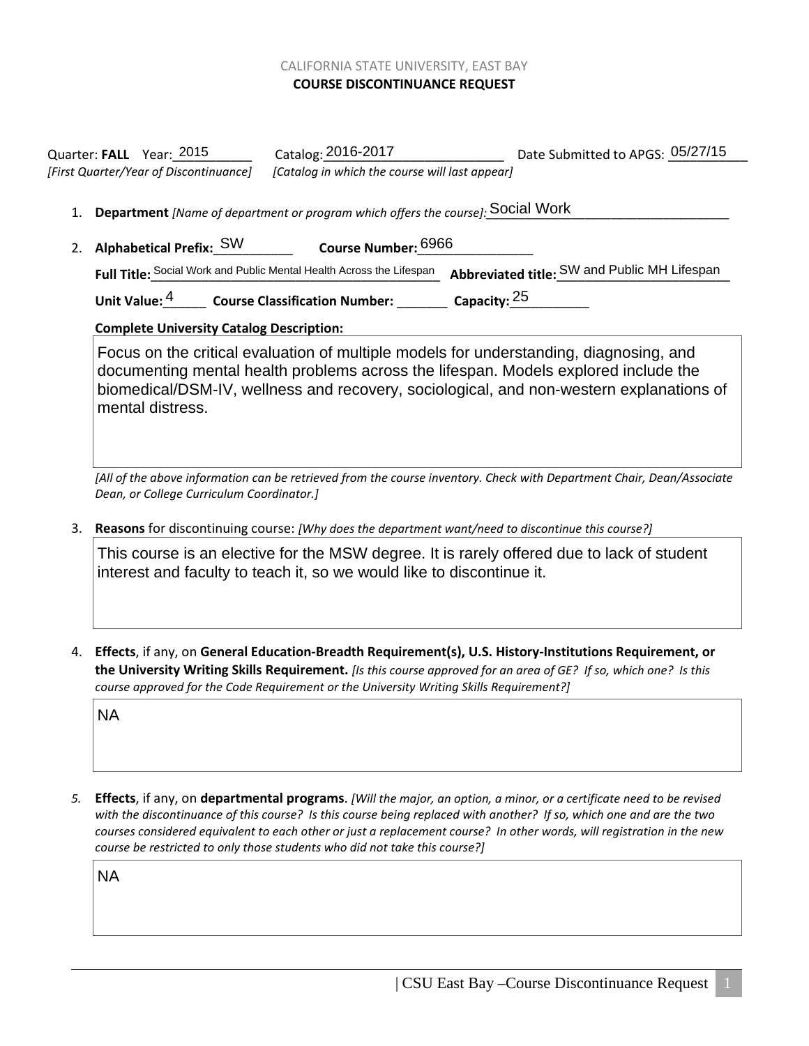CALIFORNIA STATE UNIVERSITY, EAST BAY

**COURSE DISCONTINUANCE REQUEST**

Quarter: **FALL** Year: 2015 Catalog: 2016-2017 Date Submitted to APGS: 05/27/15

*[First Quarter/Year of Discontinuance]* *[Catalog in which the course will last appear]*

1. **Department** *[Name of department or program which offers the course]*: Social Work

2. **Alphabetical Prefix:** SW **Course Number:** 6966

   **Full Title:** Social Work and Public Mental Health Across the Lifespan **Abbreviated title:** SW and Public MH Lifespan

   **Unit Value:** 4 **Course Classification Number:** _______ **Capacity:** 25

   **Complete University Catalog Description:**

   Focus on the critical evaluation of multiple models for understanding, diagnosing, and documenting mental health problems across the lifespan. Models explored include the biomedical/DSM-IV, wellness and recovery, sociological, and non-western explanations of mental distress.

   *[All of the above information can be retrieved from the course inventory. Check with Department Chair, Dean/Associate Dean, or College Curriculum Coordinator.]*

3. **Reasons** for discontinuing course: *[Why does the department want/need to discontinue this course?]*

   This course is an elective for the MSW degree. It is rarely offered due to lack of student interest and faculty to teach it, so we would like to discontinue it.

4. **Effects**, if any, on **General Education-Breadth Requirement(s), U.S. History-Institutions Requirement, or the University Writing Skills Requirement.** *[Is this course approved for an area of GE? If so, which one? Is this course approved for the Code Requirement or the University Writing Skills Requirement?]*

   NA

5. **Effects**, if any, on **departmental programs**. *[Will the major, an option, a minor, or a certificate need to be revised with the discontinuance of this course? Is this course being replaced with another? If so, which one and are the two courses considered equivalent to each other or just a replacement course? In other words, will registration in the new course be restricted to only those students who did not take this course?]*

   NA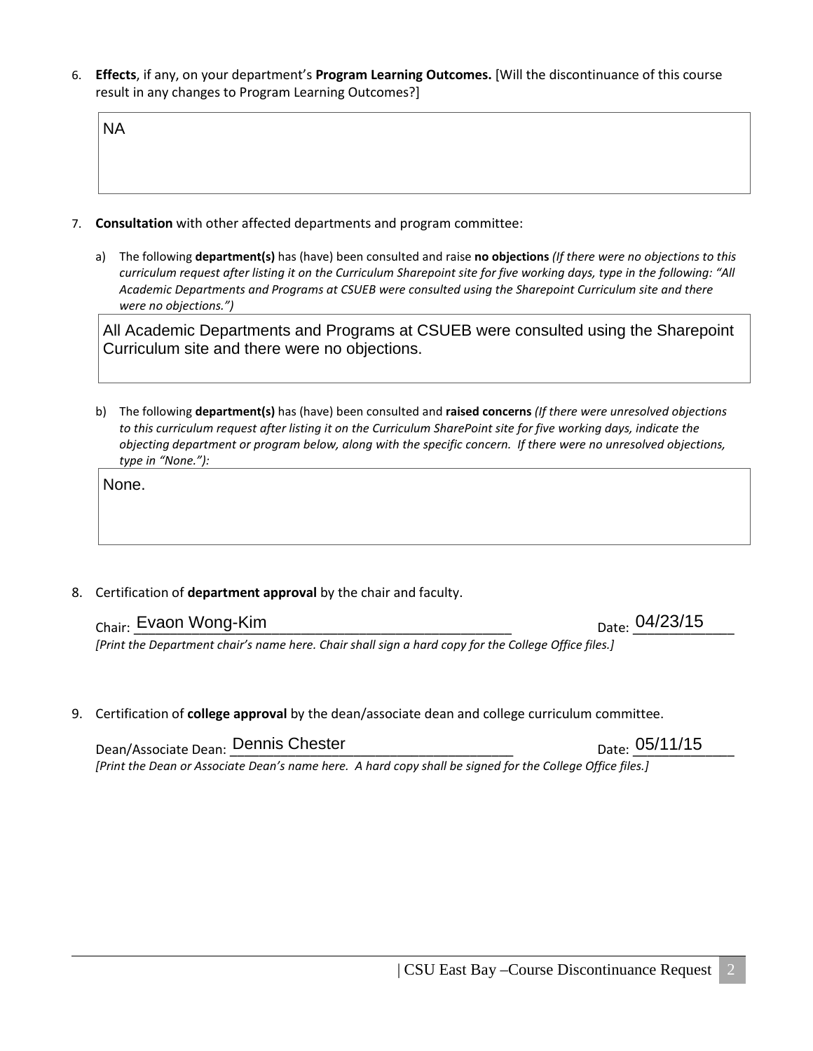6. **Effects**, if any, on your department's **Program Learning Outcomes.** [Will the discontinuance of this course result in any changes to Program Learning Outcomes?]

NA

7. **Consultation** with other affected departments and program committee:

   a) The following **department(s)** has (have) been consulted and raise **no objections** *(If there were no objections to this curriculum request after listing it on the Curriculum Sharepoint site for five working days, type in the following: "All Academic Departments and Programs at CSUEB were consulted using the Sharepoint Curriculum site and there were no objections.")*

   All Academic Departments and Programs at CSUEB were consulted using the Sharepoint Curriculum site and there were no objections.

   b) The following **department(s)** has (have) been consulted and **raised concerns** *(If there were unresolved objections to this curriculum request after listing it on the Curriculum SharePoint site for five working days, indicate the objecting department or program below, along with the specific concern. If there were no unresolved objections, type in "None."):*

   None.

8. Certification of **department approval** by the chair and faculty.

   Chair: Evaon Wong-Kim Date: 04/23/15

   *[Print the Department chair's name here. Chair shall sign a hard copy for the College Office files.]*

9. Certification of **college approval** by the dean/associate dean and college curriculum committee.

   Dean/Associate Dean: Dennis Chester Date: 05/11/15

   *[Print the Dean or Associate Dean's name here. A hard copy shall be signed for the College Office files.]*